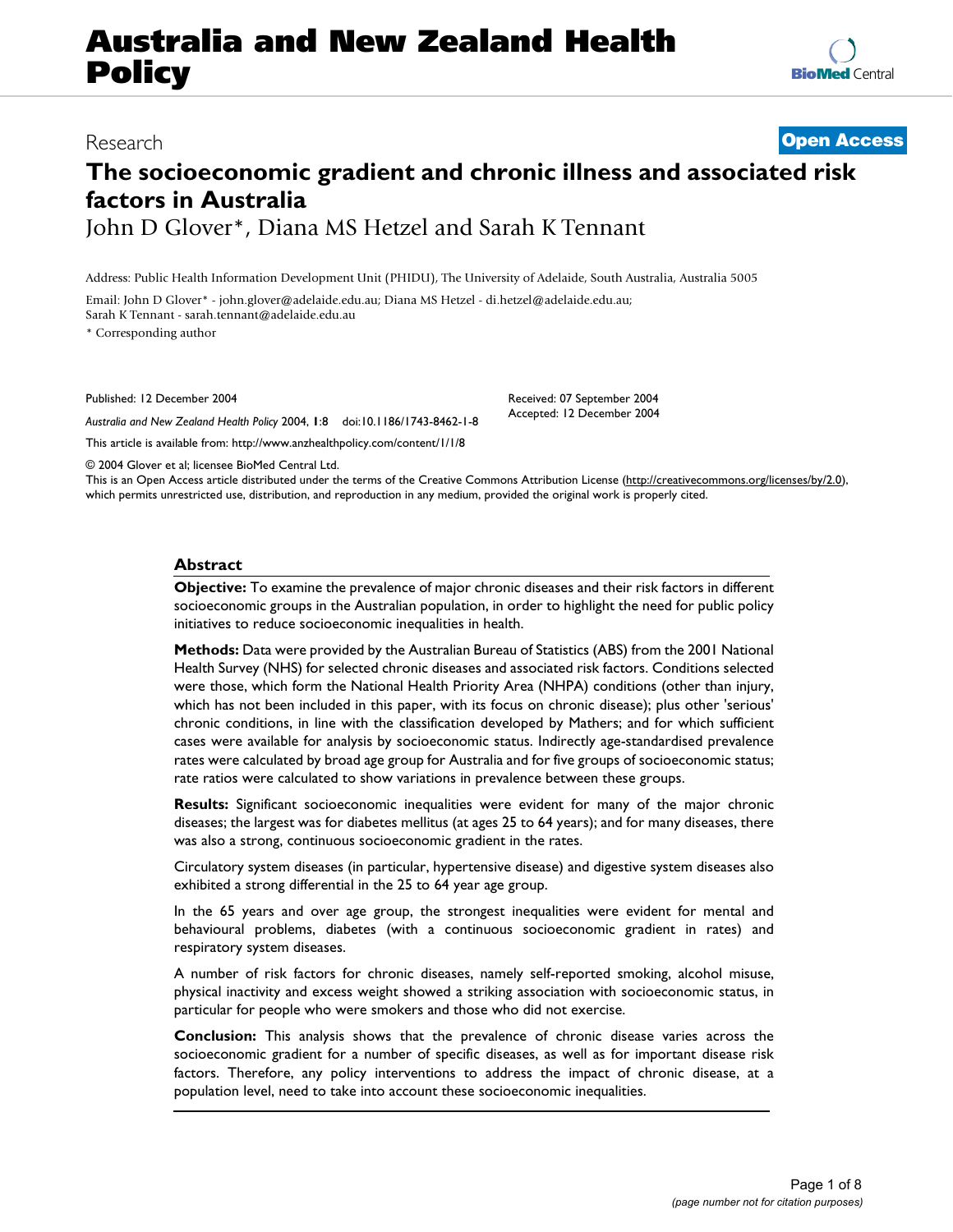Research

**Open Access**

# The socioeconomic gradient and chronic illness and associated risk factors in Australia

John D Glover*, Diana MS Hetzel and Sarah K Tennant

Address: Public Health Information Development Unit (PHIDU), The University of Adelaide, South Australia, Australia 5005

Email: John D Glover* - john.glover@adelaide.edu.au; Diana MS Hetzel - di.hetzel@adelaide.edu.au; Sarah K Tennant - sarah.tennant@adelaide.edu.au

\* Corresponding author

Published: 12 December 2004

*Australia and New Zealand Health Policy* 2004, **1**:8 doi:10.1186/1743-8462-1-8

Received: 07 September 2004
Accepted: 12 December 2004

This article is available from: http://www.anzhealthpolicy.com/content/1/1/8

© 2004 Glover et al; licensee BioMed Central Ltd.

This is an Open Access article distributed under the terms of the Creative Commons Attribution License (http://creativecommons.org/licenses/by/2.0), which permits unrestricted use, distribution, and reproduction in any medium, provided the original work is properly cited.

## Abstract

**Objective:** To examine the prevalence of major chronic diseases and their risk factors in different socioeconomic groups in the Australian population, in order to highlight the need for public policy initiatives to reduce socioeconomic inequalities in health.

**Methods:** Data were provided by the Australian Bureau of Statistics (ABS) from the 2001 National Health Survey (NHS) for selected chronic diseases and associated risk factors. Conditions selected were those, which form the National Health Priority Area (NHPA) conditions (other than injury, which has not been included in this paper, with its focus on chronic disease); plus other 'serious' chronic conditions, in line with the classification developed by Mathers; and for which sufficient cases were available for analysis by socioeconomic status. Indirectly age-standardised prevalence rates were calculated by broad age group for Australia and for five groups of socioeconomic status; rate ratios were calculated to show variations in prevalence between these groups.

**Results:** Significant socioeconomic inequalities were evident for many of the major chronic diseases; the largest was for diabetes mellitus (at ages 25 to 64 years); and for many diseases, there was also a strong, continuous socioeconomic gradient in the rates.

Circulatory system diseases (in particular, hypertensive disease) and digestive system diseases also exhibited a strong differential in the 25 to 64 year age group.

In the 65 years and over age group, the strongest inequalities were evident for mental and behavioural problems, diabetes (with a continuous socioeconomic gradient in rates) and respiratory system diseases.

A number of risk factors for chronic diseases, namely self-reported smoking, alcohol misuse, physical inactivity and excess weight showed a striking association with socioeconomic status, in particular for people who were smokers and those who did not exercise.

**Conclusion:** This analysis shows that the prevalence of chronic disease varies across the socioeconomic gradient for a number of specific diseases, as well as for important disease risk factors. Therefore, any policy interventions to address the impact of chronic disease, at a population level, need to take into account these socioeconomic inequalities.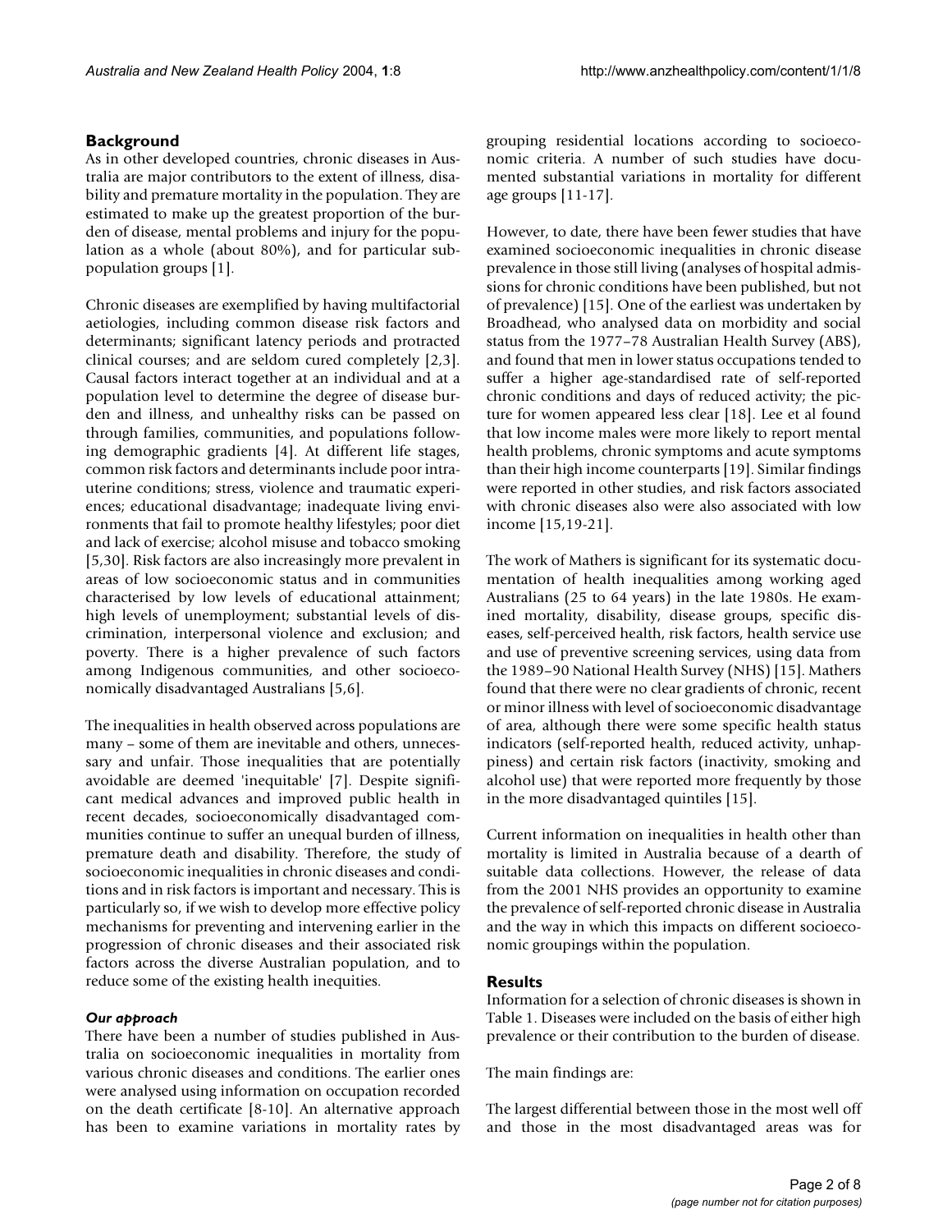## Background

As in other developed countries, chronic diseases in Australia are major contributors to the extent of illness, disability and premature mortality in the population. They are estimated to make up the greatest proportion of the burden of disease, mental problems and injury for the population as a whole (about 80%), and for particular subpopulation groups [1].

Chronic diseases are exemplified by having multifactorial aetiologies, including common disease risk factors and determinants; significant latency periods and protracted clinical courses; and are seldom cured completely [2,3]. Causal factors interact together at an individual and at a population level to determine the degree of disease burden and illness, and unhealthy risks can be passed on through families, communities, and populations following demographic gradients [4]. At different life stages, common risk factors and determinants include poor intrauterine conditions; stress, violence and traumatic experiences; educational disadvantage; inadequate living environments that fail to promote healthy lifestyles; poor diet and lack of exercise; alcohol misuse and tobacco smoking [5,30]. Risk factors are also increasingly more prevalent in areas of low socioeconomic status and in communities characterised by low levels of educational attainment; high levels of unemployment; substantial levels of discrimination, interpersonal violence and exclusion; and poverty. There is a higher prevalence of such factors among Indigenous communities, and other socioeconomically disadvantaged Australians [5,6].

The inequalities in health observed across populations are many – some of them are inevitable and others, unnecessary and unfair. Those inequalities that are potentially avoidable are deemed 'inequitable' [7]. Despite significant medical advances and improved public health in recent decades, socioeconomically disadvantaged communities continue to suffer an unequal burden of illness, premature death and disability. Therefore, the study of socioeconomic inequalities in chronic diseases and conditions and in risk factors is important and necessary. This is particularly so, if we wish to develop more effective policy mechanisms for preventing and intervening earlier in the progression of chronic diseases and their associated risk factors across the diverse Australian population, and to reduce some of the existing health inequities.

### *Our approach*

There have been a number of studies published in Australia on socioeconomic inequalities in mortality from various chronic diseases and conditions. The earlier ones were analysed using information on occupation recorded on the death certificate [8-10]. An alternative approach has been to examine variations in mortality rates by grouping residential locations according to socioeconomic criteria. A number of such studies have documented substantial variations in mortality for different age groups [11-17].

However, to date, there have been fewer studies that have examined socioeconomic inequalities in chronic disease prevalence in those still living (analyses of hospital admissions for chronic conditions have been published, but not of prevalence) [15]. One of the earliest was undertaken by Broadhead, who analysed data on morbidity and social status from the 1977–78 Australian Health Survey (ABS), and found that men in lower status occupations tended to suffer a higher age-standardised rate of self-reported chronic conditions and days of reduced activity; the picture for women appeared less clear [18]. Lee et al found that low income males were more likely to report mental health problems, chronic symptoms and acute symptoms than their high income counterparts [19]. Similar findings were reported in other studies, and risk factors associated with chronic diseases also were also associated with low income [15,19-21].

The work of Mathers is significant for its systematic documentation of health inequalities among working aged Australians (25 to 64 years) in the late 1980s. He examined mortality, disability, disease groups, specific diseases, self-perceived health, risk factors, health service use and use of preventive screening services, using data from the 1989–90 National Health Survey (NHS) [15]. Mathers found that there were no clear gradients of chronic, recent or minor illness with level of socioeconomic disadvantage of area, although there were some specific health status indicators (self-reported health, reduced activity, unhappiness) and certain risk factors (inactivity, smoking and alcohol use) that were reported more frequently by those in the more disadvantaged quintiles [15].

Current information on inequalities in health other than mortality is limited in Australia because of a dearth of suitable data collections. However, the release of data from the 2001 NHS provides an opportunity to examine the prevalence of self-reported chronic disease in Australia and the way in which this impacts on different socioeconomic groupings within the population.

## Results

Information for a selection of chronic diseases is shown in Table 1. Diseases were included on the basis of either high prevalence or their contribution to the burden of disease.

The main findings are:

The largest differential between those in the most well off and those in the most disadvantaged areas was for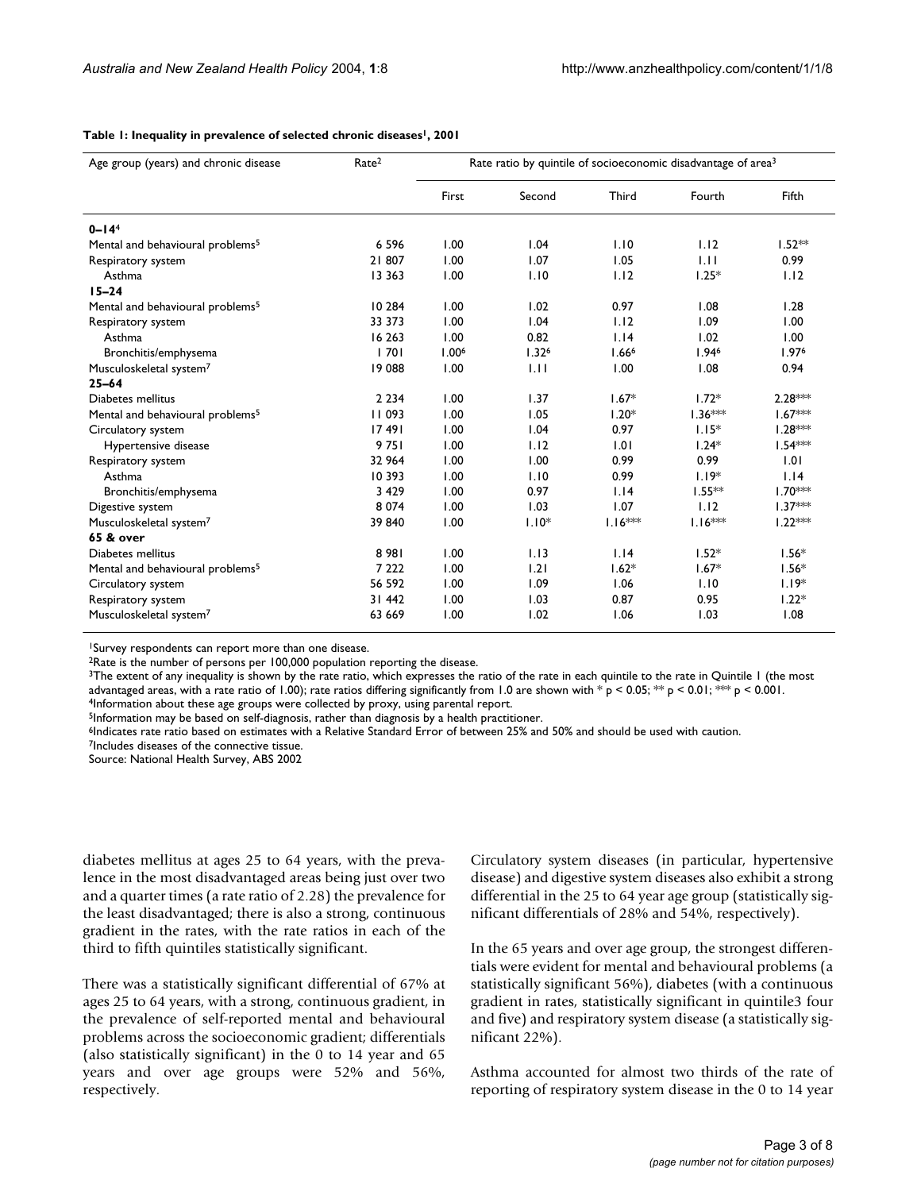**Table 1: Inequality in prevalence of selected chronic diseases[1], 2001**

| Age group (years) and chronic disease | Rate[2] | Rate ratio by quintile of socioeconomic disadvantage of area[3] | | | | |
|---|---|---|---|---|---|---|
| | | First | Second | Third | Fourth | Fifth |
| **0–14**[4] | | | | | | |
| Mental and behavioural problems[5] | 6 596 | 1.00 | 1.04 | 1.10 | 1.12 | 1.52** |
| Respiratory system | 21 807 | 1.00 | 1.07 | 1.05 | 1.11 | 0.99 |
| Asthma | 13 363 | 1.00 | 1.10 | 1.12 | 1.25* | 1.12 |
| **15–24** | | | | | | |
| Mental and behavioural problems[5] | 10 284 | 1.00 | 1.02 | 0.97 | 1.08 | 1.28 |
| Respiratory system | 33 373 | 1.00 | 1.04 | 1.12 | 1.09 | 1.00 |
| Asthma | 16 263 | 1.00 | 0.82 | 1.14 | 1.02 | 1.00 |
| Bronchitis/emphysema | 1 701 | 1.00[6] | 1.32[6] | 1.66[6] | 1.94[6] | 1.97[6] |
| Musculoskeletal system[7] | 19 088 | 1.00 | 1.11 | 1.00 | 1.08 | 0.94 |
| **25–64** | | | | | | |
| Diabetes mellitus | 2 234 | 1.00 | 1.37 | 1.67* | 1.72* | 2.28*** |
| Mental and behavioural problems[5] | 11 093 | 1.00 | 1.05 | 1.20* | 1.36*** | 1.67*** |
| Circulatory system | 17 491 | 1.00 | 1.04 | 0.97 | 1.15* | 1.28*** |
| Hypertensive disease | 9 751 | 1.00 | 1.12 | 1.01 | 1.24* | 1.54*** |
| Respiratory system | 32 964 | 1.00 | 1.00 | 0.99 | 0.99 | 1.01 |
| Asthma | 10 393 | 1.00 | 1.10 | 0.99 | 1.19* | 1.14 |
| Bronchitis/emphysema | 3 429 | 1.00 | 0.97 | 1.14 | 1.55** | 1.70*** |
| Digestive system | 8 074 | 1.00 | 1.03 | 1.07 | 1.12 | 1.37*** |
| Musculoskeletal system[7] | 39 840 | 1.00 | 1.10* | 1.16*** | 1.16*** | 1.22*** |
| **65 & over** | | | | | | |
| Diabetes mellitus | 8 981 | 1.00 | 1.13 | 1.14 | 1.52* | 1.56* |
| Mental and behavioural problems[5] | 7 222 | 1.00 | 1.21 | 1.62* | 1.67* | 1.56* |
| Circulatory system | 56 592 | 1.00 | 1.09 | 1.06 | 1.10 | 1.19* |
| Respiratory system | 31 442 | 1.00 | 1.03 | 0.87 | 0.95 | 1.22* |
| Musculoskeletal system[7] | 63 669 | 1.00 | 1.02 | 1.06 | 1.03 | 1.08 |

[1]Survey respondents can report more than one disease.
[2]Rate is the number of persons per 100,000 population reporting the disease.
[3]The extent of any inequality is shown by the rate ratio, which expresses the ratio of the rate in each quintile to the rate in Quintile 1 (the most advantaged areas, with a rate ratio of 1.00); rate ratios differing significantly from 1.0 are shown with * $p < 0.05$; ** $p < 0.01$; *** $p < 0.001$.
[4]Information about these age groups were collected by proxy, using parental report.
[5]Information may be based on self-diagnosis, rather than diagnosis by a health practitioner.
[6]Indicates rate ratio based on estimates with a Relative Standard Error of between 25% and 50% and should be used with caution.
[7]Includes diseases of the connective tissue.
Source: National Health Survey, ABS 2002

diabetes mellitus at ages 25 to 64 years, with the prevalence in the most disadvantaged areas being just over two and a quarter times (a rate ratio of 2.28) the prevalence for the least disadvantaged; there is also a strong, continuous gradient in the rates, with the rate ratios in each of the third to fifth quintiles statistically significant.

There was a statistically significant differential of 67% at ages 25 to 64 years, with a strong, continuous gradient, in the prevalence of self-reported mental and behavioural problems across the socioeconomic gradient; differentials (also statistically significant) in the 0 to 14 year and 65 years and over age groups were 52% and 56%, respectively.

Circulatory system diseases (in particular, hypertensive disease) and digestive system diseases also exhibit a strong differential in the 25 to 64 year age group (statistically significant differentials of 28% and 54%, respectively).

In the 65 years and over age group, the strongest differentials were evident for mental and behavioural problems (a statistically significant 56%), diabetes (with a continuous gradient in rates, statistically significant in quintile3 four and five) and respiratory system disease (a statistically significant 22%).

Asthma accounted for almost two thirds of the rate of reporting of respiratory system disease in the 0 to 14 year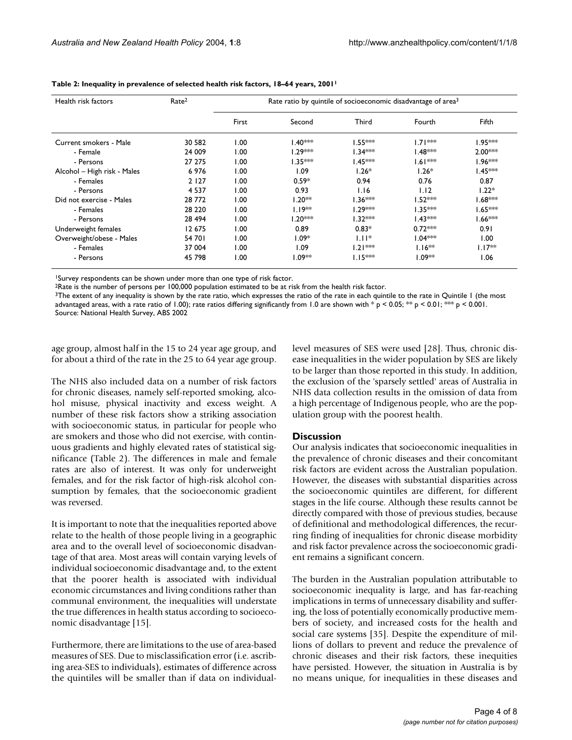**Table 2: Inequality in prevalence of selected health risk factors, 18–64 years, 2001[1]**

| Health risk factors | Rate[2] | Rate ratio by quintile of socioeconomic disadvantage of area[3] | | | | |
|---|---|---|---|---|---|---|
| | | First | Second | Third | Fourth | Fifth |
| Current smokers - Male | 30 582 | 1.00 | 1.40*** | 1.55*** | 1.71*** | 1.95*** |
| - Female | 24 009 | 1.00 | 1.29*** | 1.34*** | 1.48*** | 2.00*** |
| - Persons | 27 275 | 1.00 | 1.35*** | 1.45*** | 1.61*** | 1.96*** |
| Alcohol – High risk - Males | 6 976 | 1.00 | 1.09 | 1.26* | 1.26* | 1.45*** |
| - Females | 2 127 | 1.00 | 0.59* | 0.94 | 0.76 | 0.87 |
| - Persons | 4 537 | 1.00 | 0.93 | 1.16 | 1.12 | 1.22* |
| Did not exercise - Males | 28 772 | 1.00 | 1.20** | 1.36*** | 1.52*** | 1.68*** |
| - Females | 28 220 | 1.00 | 1.19** | 1.29*** | 1.35*** | 1.65*** |
| - Persons | 28 494 | 1.00 | 1.20*** | 1.32*** | 1.43*** | 1.66*** |
| Underweight females | 12 675 | 1.00 | 0.89 | 0.83* | 0.72*** | 0.91 |
| Overweight/obese - Males | 54 701 | 1.00 | 1.09* | 1.11* | 1.04*** | 1.00 |
| - Females | 37 004 | 1.00 | 1.09 | 1.21*** | 1.16** | 1.17** |
| - Persons | 45 798 | 1.00 | 1.09** | 1.15*** | 1.09** | 1.06 |

[1]Survey respondents can be shown under more than one type of risk factor.
[2]Rate is the number of persons per 100,000 population estimated to be at risk from the health risk factor.
[3]The extent of any inequality is shown by the rate ratio, which expresses the ratio of the rate in each quintile to the rate in Quintile 1 (the most advantaged areas, with a rate ratio of 1.00); rate ratios differing significantly from 1.0 are shown with * $p < 0.05$; ** $p < 0.01$; *** $p < 0.001$.
Source: National Health Survey, ABS 2002

age group, almost half in the 15 to 24 year age group, and for about a third of the rate in the 25 to 64 year age group.

The NHS also included data on a number of risk factors for chronic diseases, namely self-reported smoking, alcohol misuse, physical inactivity and excess weight. A number of these risk factors show a striking association with socioeconomic status, in particular for people who are smokers and those who did not exercise, with continuous gradients and highly elevated rates of statistical significance (Table 2). The differences in male and female rates are also of interest. It was only for underweight females, and for the risk factor of high-risk alcohol consumption by females, that the socioeconomic gradient was reversed.

It is important to note that the inequalities reported above relate to the health of those people living in a geographic area and to the overall level of socioeconomic disadvantage of that area. Most areas will contain varying levels of individual socioeconomic disadvantage and, to the extent that the poorer health is associated with individual economic circumstances and living conditions rather than communal environment, the inequalities will understate the true differences in health status according to socioeconomic disadvantage [15].

Furthermore, there are limitations to the use of area-based measures of SES. Due to misclassification error (i.e. ascribing area-SES to individuals), estimates of difference across the quintiles will be smaller than if data on individual-level measures of SES were used [28]. Thus, chronic disease inequalities in the wider population by SES are likely to be larger than those reported in this study. In addition, the exclusion of the 'sparsely settled' areas of Australia in NHS data collection results in the omission of data from a high percentage of Indigenous people, who are the population group with the poorest health.

## Discussion

Our analysis indicates that socioeconomic inequalities in the prevalence of chronic diseases and their concomitant risk factors are evident across the Australian population. However, the diseases with substantial disparities across the socioeconomic quintiles are different, for different stages in the life course. Although these results cannot be directly compared with those of previous studies, because of definitional and methodological differences, the recurring finding of inequalities for chronic disease morbidity and risk factor prevalence across the socioeconomic gradient remains a significant concern.

The burden in the Australian population attributable to socioeconomic inequality is large, and has far-reaching implications in terms of unnecessary disability and suffering, the loss of potentially economically productive members of society, and increased costs for the health and social care systems [35]. Despite the expenditure of millions of dollars to prevent and reduce the prevalence of chronic diseases and their risk factors, these inequities have persisted. However, the situation in Australia is by no means unique, for inequalities in these diseases and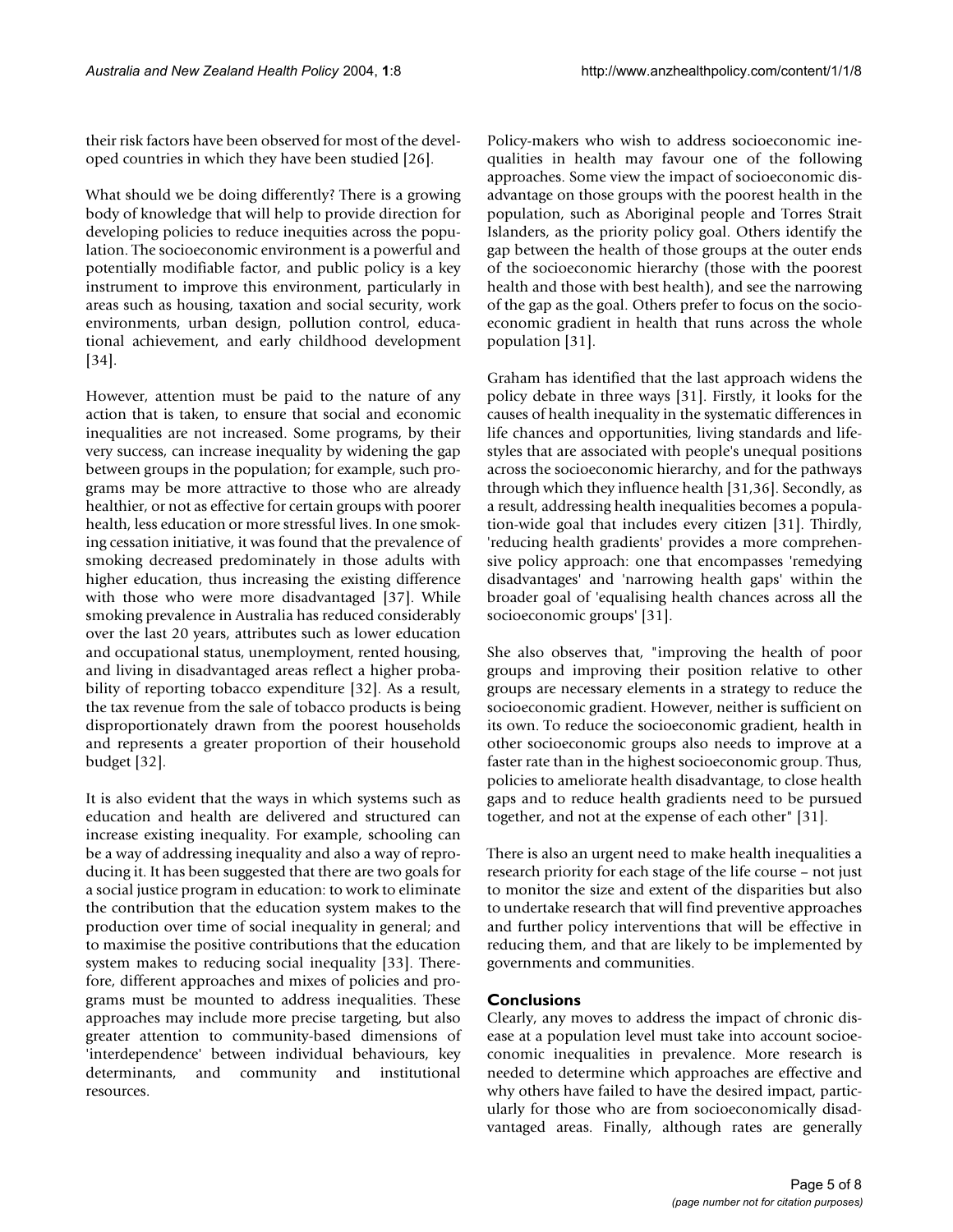their risk factors have been observed for most of the developed countries in which they have been studied [26].

What should we be doing differently? There is a growing body of knowledge that will help to provide direction for developing policies to reduce inequities across the population. The socioeconomic environment is a powerful and potentially modifiable factor, and public policy is a key instrument to improve this environment, particularly in areas such as housing, taxation and social security, work environments, urban design, pollution control, educational achievement, and early childhood development [34].

However, attention must be paid to the nature of any action that is taken, to ensure that social and economic inequalities are not increased. Some programs, by their very success, can increase inequality by widening the gap between groups in the population; for example, such programs may be more attractive to those who are already healthier, or not as effective for certain groups with poorer health, less education or more stressful lives. In one smoking cessation initiative, it was found that the prevalence of smoking decreased predominately in those adults with higher education, thus increasing the existing difference with those who were more disadvantaged [37]. While smoking prevalence in Australia has reduced considerably over the last 20 years, attributes such as lower education and occupational status, unemployment, rented housing, and living in disadvantaged areas reflect a higher probability of reporting tobacco expenditure [32]. As a result, the tax revenue from the sale of tobacco products is being disproportionately drawn from the poorest households and represents a greater proportion of their household budget [32].

It is also evident that the ways in which systems such as education and health are delivered and structured can increase existing inequality. For example, schooling can be a way of addressing inequality and also a way of reproducing it. It has been suggested that there are two goals for a social justice program in education: to work to eliminate the contribution that the education system makes to the production over time of social inequality in general; and to maximise the positive contributions that the education system makes to reducing social inequality [33]. Therefore, different approaches and mixes of policies and programs must be mounted to address inequalities. These approaches may include more precise targeting, but also greater attention to community-based dimensions of 'interdependence' between individual behaviours, key determinants, and community and institutional resources.

Policy-makers who wish to address socioeconomic inequalities in health may favour one of the following approaches. Some view the impact of socioeconomic disadvantage on those groups with the poorest health in the population, such as Aboriginal people and Torres Strait Islanders, as the priority policy goal. Others identify the gap between the health of those groups at the outer ends of the socioeconomic hierarchy (those with the poorest health and those with best health), and see the narrowing of the gap as the goal. Others prefer to focus on the socioeconomic gradient in health that runs across the whole population [31].

Graham has identified that the last approach widens the policy debate in three ways [31]. Firstly, it looks for the causes of health inequality in the systematic differences in life chances and opportunities, living standards and lifestyles that are associated with people's unequal positions across the socioeconomic hierarchy, and for the pathways through which they influence health [31,36]. Secondly, as a result, addressing health inequalities becomes a population-wide goal that includes every citizen [31]. Thirdly, 'reducing health gradients' provides a more comprehensive policy approach: one that encompasses 'remedying disadvantages' and 'narrowing health gaps' within the broader goal of 'equalising health chances across all the socioeconomic groups' [31].

She also observes that, "improving the health of poor groups and improving their position relative to other groups are necessary elements in a strategy to reduce the socioeconomic gradient. However, neither is sufficient on its own. To reduce the socioeconomic gradient, health in other socioeconomic groups also needs to improve at a faster rate than in the highest socioeconomic group. Thus, policies to ameliorate health disadvantage, to close health gaps and to reduce health gradients need to be pursued together, and not at the expense of each other" [31].

There is also an urgent need to make health inequalities a research priority for each stage of the life course – not just to monitor the size and extent of the disparities but also to undertake research that will find preventive approaches and further policy interventions that will be effective in reducing them, and that are likely to be implemented by governments and communities.

## Conclusions

Clearly, any moves to address the impact of chronic disease at a population level must take into account socioeconomic inequalities in prevalence. More research is needed to determine which approaches are effective and why others have failed to have the desired impact, particularly for those who are from socioeconomically disadvantaged areas. Finally, although rates are generally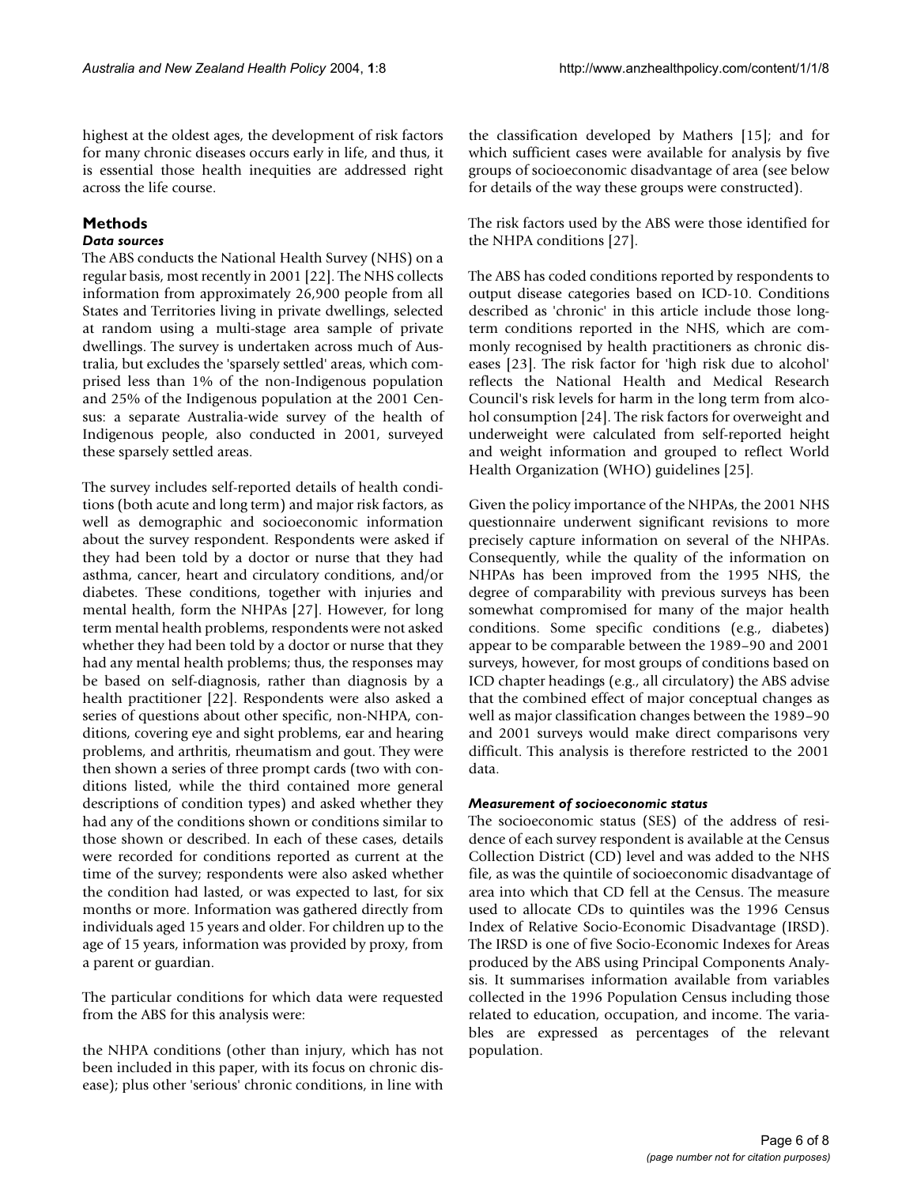highest at the oldest ages, the development of risk factors for many chronic diseases occurs early in life, and thus, it is essential those health inequities are addressed right across the life course.

## Methods

### *Data sources*

The ABS conducts the National Health Survey (NHS) on a regular basis, most recently in 2001 [22]. The NHS collects information from approximately 26,900 people from all States and Territories living in private dwellings, selected at random using a multi-stage area sample of private dwellings. The survey is undertaken across much of Australia, but excludes the 'sparsely settled' areas, which comprised less than 1% of the non-Indigenous population and 25% of the Indigenous population at the 2001 Census: a separate Australia-wide survey of the health of Indigenous people, also conducted in 2001, surveyed these sparsely settled areas.

The survey includes self-reported details of health conditions (both acute and long term) and major risk factors, as well as demographic and socioeconomic information about the survey respondent. Respondents were asked if they had been told by a doctor or nurse that they had asthma, cancer, heart and circulatory conditions, and/or diabetes. These conditions, together with injuries and mental health, form the NHPAs [27]. However, for long term mental health problems, respondents were not asked whether they had been told by a doctor or nurse that they had any mental health problems; thus, the responses may be based on self-diagnosis, rather than diagnosis by a health practitioner [22]. Respondents were also asked a series of questions about other specific, non-NHPA, conditions, covering eye and sight problems, ear and hearing problems, and arthritis, rheumatism and gout. They were then shown a series of three prompt cards (two with conditions listed, while the third contained more general descriptions of condition types) and asked whether they had any of the conditions shown or conditions similar to those shown or described. In each of these cases, details were recorded for conditions reported as current at the time of the survey; respondents were also asked whether the condition had lasted, or was expected to last, for six months or more. Information was gathered directly from individuals aged 15 years and older. For children up to the age of 15 years, information was provided by proxy, from a parent or guardian.

The particular conditions for which data were requested from the ABS for this analysis were:

the NHPA conditions (other than injury, which has not been included in this paper, with its focus on chronic disease); plus other 'serious' chronic conditions, in line with the classification developed by Mathers [15]; and for which sufficient cases were available for analysis by five groups of socioeconomic disadvantage of area (see below for details of the way these groups were constructed).

The risk factors used by the ABS were those identified for the NHPA conditions [27].

The ABS has coded conditions reported by respondents to output disease categories based on ICD-10. Conditions described as 'chronic' in this article include those long-term conditions reported in the NHS, which are commonly recognised by health practitioners as chronic diseases [23]. The risk factor for 'high risk due to alcohol' reflects the National Health and Medical Research Council's risk levels for harm in the long term from alcohol consumption [24]. The risk factors for overweight and underweight were calculated from self-reported height and weight information and grouped to reflect World Health Organization (WHO) guidelines [25].

Given the policy importance of the NHPAs, the 2001 NHS questionnaire underwent significant revisions to more precisely capture information on several of the NHPAs. Consequently, while the quality of the information on NHPAs has been improved from the 1995 NHS, the degree of comparability with previous surveys has been somewhat compromised for many of the major health conditions. Some specific conditions (e.g., diabetes) appear to be comparable between the 1989–90 and 2001 surveys, however, for most groups of conditions based on ICD chapter headings (e.g., all circulatory) the ABS advise that the combined effect of major conceptual changes as well as major classification changes between the 1989–90 and 2001 surveys would make direct comparisons very difficult. This analysis is therefore restricted to the 2001 data.

### *Measurement of socioeconomic status*

The socioeconomic status (SES) of the address of residence of each survey respondent is available at the Census Collection District (CD) level and was added to the NHS file, as was the quintile of socioeconomic disadvantage of area into which that CD fell at the Census. The measure used to allocate CDs to quintiles was the 1996 Census Index of Relative Socio-Economic Disadvantage (IRSD). The IRSD is one of five Socio-Economic Indexes for Areas produced by the ABS using Principal Components Analysis. It summarises information available from variables collected in the 1996 Population Census including those related to education, occupation, and income. The variables are expressed as percentages of the relevant population.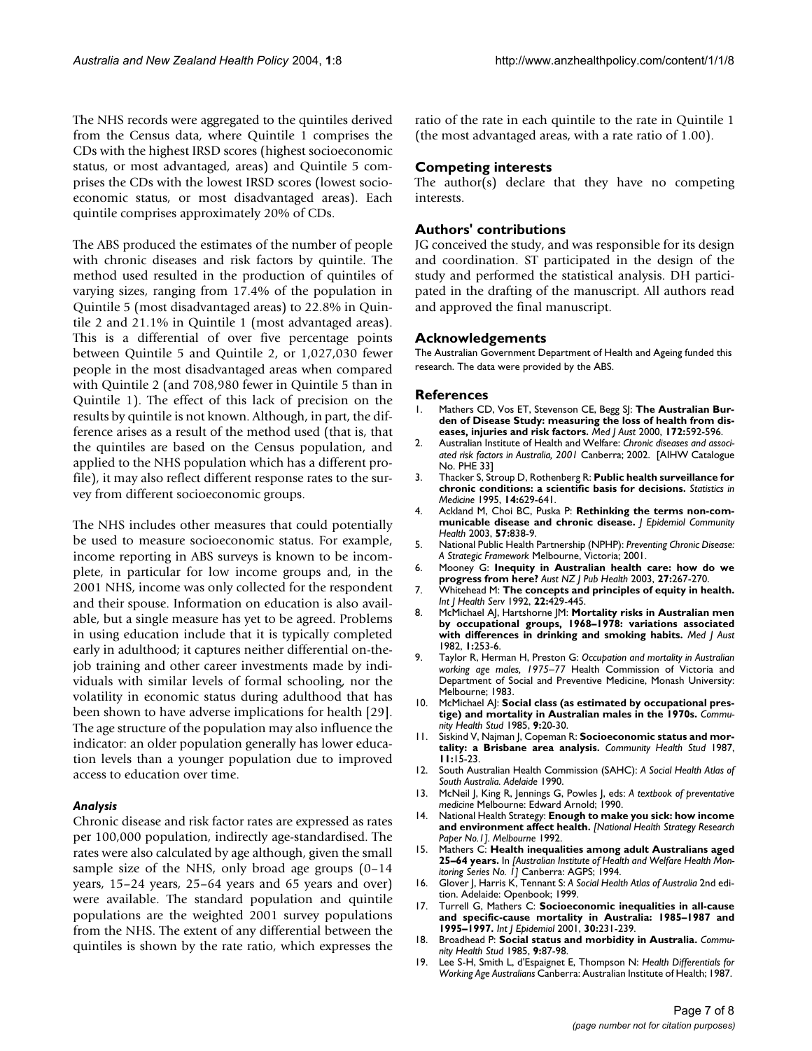The NHS records were aggregated to the quintiles derived from the Census data, where Quintile 1 comprises the CDs with the highest IRSD scores (highest socioeconomic status, or most advantaged, areas) and Quintile 5 comprises the CDs with the lowest IRSD scores (lowest socioeconomic status, or most disadvantaged areas). Each quintile comprises approximately 20% of CDs.

The ABS produced the estimates of the number of people with chronic diseases and risk factors by quintile. The method used resulted in the production of quintiles of varying sizes, ranging from 17.4% of the population in Quintile 5 (most disadvantaged areas) to 22.8% in Quintile 2 and 21.1% in Quintile 1 (most advantaged areas). This is a differential of over five percentage points between Quintile 5 and Quintile 2, or 1,027,030 fewer people in the most disadvantaged areas when compared with Quintile 2 (and 708,980 fewer in Quintile 5 than in Quintile 1). The effect of this lack of precision on the results by quintile is not known. Although, in part, the difference arises as a result of the method used (that is, that the quintiles are based on the Census population, and applied to the NHS population which has a different profile), it may also reflect different response rates to the survey from different socioeconomic groups.

The NHS includes other measures that could potentially be used to measure socioeconomic status. For example, income reporting in ABS surveys is known to be incomplete, in particular for low income groups and, in the 2001 NHS, income was only collected for the respondent and their spouse. Information on education is also available, but a single measure has yet to be agreed. Problems in using education include that it is typically completed early in adulthood; it captures neither differential on-the-job training and other career investments made by individuals with similar levels of formal schooling, nor the volatility in economic status during adulthood that has been shown to have adverse implications for health [29]. The age structure of the population may also influence the indicator: an older population generally has lower education levels than a younger population due to improved access to education over time.

### *Analysis*

Chronic disease and risk factor rates are expressed as rates per 100,000 population, indirectly age-standardised. The rates were also calculated by age although, given the small sample size of the NHS, only broad age groups (0–14 years, 15–24 years, 25–64 years and 65 years and over) were available. The standard population and quintile populations are the weighted 2001 survey populations from the NHS. The extent of any differential between the quintiles is shown by the rate ratio, which expresses the ratio of the rate in each quintile to the rate in Quintile 1 (the most advantaged areas, with a rate ratio of 1.00).

## Competing interests

The author(s) declare that they have no competing interests.

## Authors' contributions

JG conceived the study, and was responsible for its design and coordination. ST participated in the design of the study and performed the statistical analysis. DH participated in the drafting of the manuscript. All authors read and approved the final manuscript.

## Acknowledgements

The Australian Government Department of Health and Ageing funded this research. The data were provided by the ABS.

## References

1. Mathers CD, Vos ET, Stevenson CE, Begg SJ: **The Australian Burden of Disease Study: measuring the loss of health from diseases, injuries and risk factors.** *Med J Aust* 2000, **172:**592-596.
2. Australian Institute of Health and Welfare: *Chronic diseases and associated risk factors in Australia, 2001* Canberra; 2002. [AIHW Catalogue No. PHE 33]
3. Thacker S, Stroup D, Rothenberg R: **Public health surveillance for chronic conditions: a scientific basis for decisions.** *Statistics in Medicine* 1995, **14:**629-641.
4. Ackland M, Choi BC, Puska P: **Rethinking the terms non-communicable disease and chronic disease.** *J Epidemiol Community Health* 2003, **57:**838-9.
5. National Public Health Partnership (NPHP): *Preventing Chronic Disease: A Strategic Framework* Melbourne, Victoria; 2001.
6. Mooney G: **Inequity in Australian health care: how do we progress from here?** *Aust NZ J Pub Health* 2003, **27:**267-270.
7. Whitehead M: **The concepts and principles of equity in health.** *Int J Health Serv* 1992, **22:**429-445.
8. McMichael AJ, Hartshorne JM: **Mortality risks in Australian men by occupational groups, 1968–1978: variations associated with differences in drinking and smoking habits.** *Med J Aust* 1982, **1:**253-6.
9. Taylor R, Herman H, Preston G: *Occupation and mortality in Australian working age males, 1975–77* Health Commission of Victoria and Department of Social and Preventive Medicine, Monash University: Melbourne; 1983.
10. McMichael AJ: **Social class (as estimated by occupational prestige) and mortality in Australian males in the 1970s.** *Community Health Stud* 1985, **9:**20-30.
11. Siskind V, Najman J, Copeman R: **Socioeconomic status and mortality: a Brisbane area analysis.** *Community Health Stud* 1987, **11:**15-23.
12. South Australian Health Commission (SAHC): *A Social Health Atlas of South Australia. Adelaide* 1990.
13. McNeil J, King R, Jennings G, Powles J, eds: *A textbook of preventative medicine* Melbourne: Edward Arnold; 1990.
14. National Health Strategy: **Enough to make you sick: how income and environment affect health.** *[National Health Strategy Research Paper No.1]. Melbourne* 1992.
15. Mathers C: **Health inequalities among adult Australians aged 25–64 years.** In *[Australian Institute of Health and Welfare Health Monitoring Series No. 1]* Canberra: AGPS; 1994.
16. Glover J, Harris K, Tennant S: *A Social Health Atlas of Australia* 2nd edition. Adelaide: Openbook; 1999.
17. Turrell G, Mathers C: **Socioeconomic inequalities in all-cause and specific-cause mortality in Australia: 1985–1987 and 1995–1997.** *Int J Epidemiol* 2001, **30:**231-239.
18. Broadhead P: **Social status and morbidity in Australia.** *Community Health Stud* 1985, **9:**87-98.
19. Lee S-H, Smith L, d'Espaignet E, Thompson N: *Health Differentials for Working Age Australians* Canberra: Australian Institute of Health; 1987.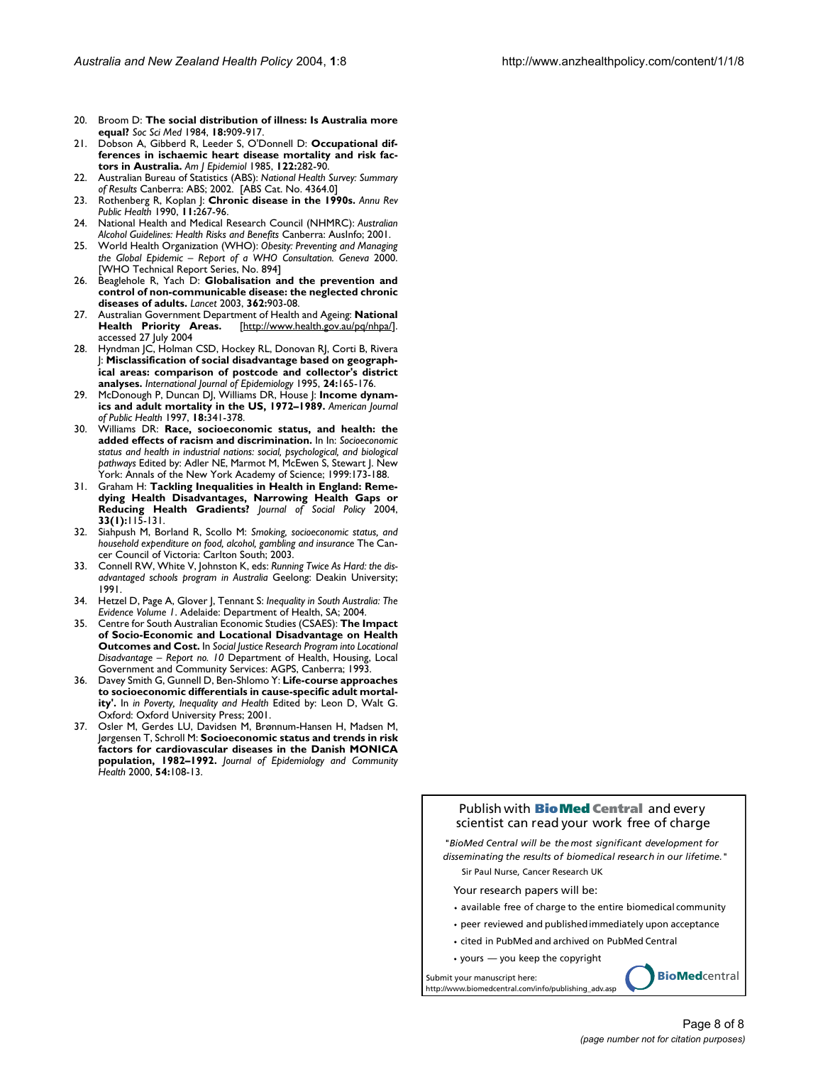20. Broom D: **The social distribution of illness: Is Australia more equal?** *Soc Sci Med* 1984, **18:**909-917.
21. Dobson A, Gibberd R, Leeder S, O'Donnell D: **Occupational differences in ischaemic heart disease mortality and risk factors in Australia.** *Am J Epidemiol* 1985, **122:**282-90.
22. Australian Bureau of Statistics (ABS): *National Health Survey: Summary of Results* Canberra: ABS; 2002. [ABS Cat. No. 4364.0]
23. Rothenberg R, Koplan J: **Chronic disease in the 1990s.** *Annu Rev Public Health* 1990, **11:**267-96.
24. National Health and Medical Research Council (NHMRC): *Australian Alcohol Guidelines: Health Risks and Benefits* Canberra: AusInfo; 2001.
25. World Health Organization (WHO): *Obesity: Preventing and Managing the Global Epidemic – Report of a WHO Consultation. Geneva* 2000. [WHO Technical Report Series, No. 894]
26. Beaglehole R, Yach D: **Globalisation and the prevention and control of non-communicable disease: the neglected chronic diseases of adults.** *Lancet* 2003, **362:**903-08.
27. Australian Government Department of Health and Ageing: **National Health Priority Areas.** [http://www.health.gov.au/pq/nhpa/]. accessed 27 July 2004
28. Hyndman JC, Holman CSD, Hockey RL, Donovan RJ, Corti B, Rivera J: **Misclassification of social disadvantage based on geographical areas: comparison of postcode and collector's district analyses.** *International Journal of Epidemiology* 1995, **24:**165-176.
29. McDonough P, Duncan DJ, Williams DR, House J: **Income dynamics and adult mortality in the US, 1972–1989.** *American Journal of Public Health* 1997, **18:**341-378.
30. Williams DR: **Race, socioeconomic status, and health: the added effects of racism and discrimination.** In In: *Socioeconomic status and health in industrial nations: social, psychological, and biological pathways* Edited by: Adler NE, Marmot M, McEwen S, Stewart J. New York: Annals of the New York Academy of Science; 1999:173-188.
31. Graham H: **Tackling Inequalities in Health in England: Remedying Health Disadvantages, Narrowing Health Gaps or Reducing Health Gradients?** *Journal of Social Policy* 2004, **33(1):**115-131.
32. Siahpush M, Borland R, Scollo M: *Smoking, socioeconomic status, and household expenditure on food, alcohol, gambling and insurance* The Cancer Council of Victoria: Carlton South; 2003.
33. Connell RW, White V, Johnston K, eds: *Running Twice As Hard: the disadvantaged schools program in Australia* Geelong: Deakin University; 1991.
34. Hetzel D, Page A, Glover J, Tennant S: *Inequality in South Australia: The Evidence Volume 1*. Adelaide: Department of Health, SA; 2004.
35. Centre for South Australian Economic Studies (CSAES): **The Impact of Socio-Economic and Locational Disadvantage on Health Outcomes and Cost.** In *Social Justice Research Program into Locational Disadvantage – Report no. 10* Department of Health, Housing, Local Government and Community Services: AGPS, Canberra; 1993.
36. Davey Smith G, Gunnell D, Ben-Shlomo Y: **Life-course approaches to socioeconomic differentials in cause-specific adult mortality'.** In *in Poverty, Inequality and Health* Edited by: Leon D, Walt G. Oxford: Oxford University Press; 2001.
37. Osler M, Gerdes LU, Davidsen M, Brønnum-Hansen H, Madsen M, Jørgensen T, Schroll M: **Socioeconomic status and trends in risk factors for cardiovascular diseases in the Danish MONICA population, 1982–1992.** *Journal of Epidemiology and Community Health* 2000, **54:**108-13.

Publish with **BioMed Central** and every scientist can read your work free of charge

*"BioMed Central will be the most significant development for disseminating the results of biomedical research in our lifetime."*
Sir Paul Nurse, Cancer Research UK

Your research papers will be:

- available free of charge to the entire biomedical community
- peer reviewed and published immediately upon acceptance
- cited in PubMed and archived on PubMed Central
- yours — you keep the copyright

Submit your manuscript here:
http://www.biomedcentral.com/info/publishing_adv.asp

**BioMed**central